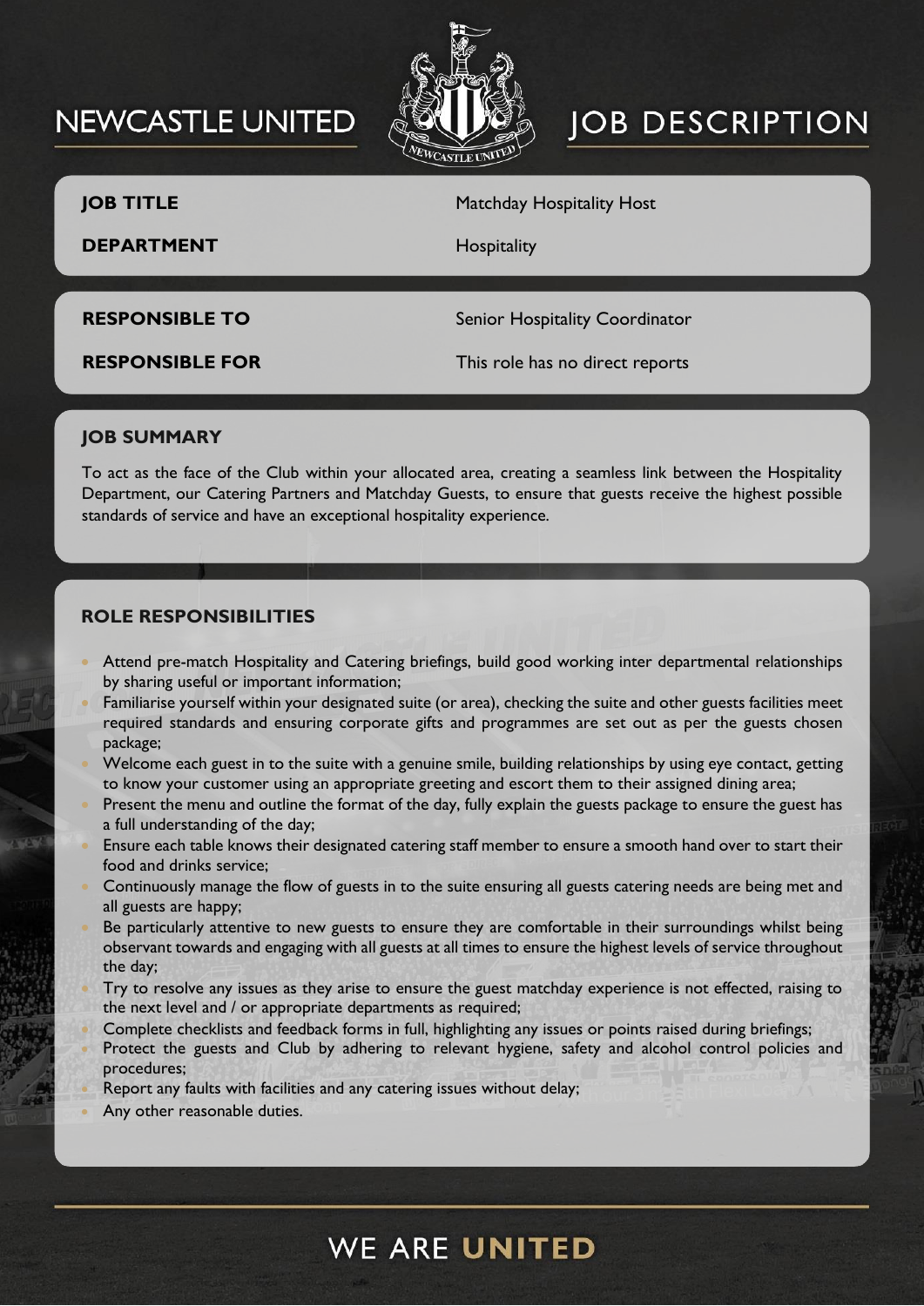# NEWCASTLE UNITED JOB DESCRIPTION

| | |
|---|---|
| **JOB TITLE** | Matchday Hospitality Host |
| **DEPARTMENT** | Hospitality |

| | |
|---|---|
| **RESPONSIBLE TO** | Senior Hospitality Coordinator |
| **RESPONSIBLE FOR** | This role has no direct reports |

## JOB SUMMARY

To act as the face of the Club within your allocated area, creating a seamless link between the Hospitality Department, our Catering Partners and Matchday Guests, to ensure that guests receive the highest possible standards of service and have an exceptional hospitality experience.

## ROLE RESPONSIBILITIES

- Attend pre-match Hospitality and Catering briefings, build good working inter departmental relationships by sharing useful or important information;
- Familiarise yourself within your designated suite (or area), checking the suite and other guests facilities meet required standards and ensuring corporate gifts and programmes are set out as per the guests chosen package;
- Welcome each guest in to the suite with a genuine smile, building relationships by using eye contact, getting to know your customer using an appropriate greeting and escort them to their assigned dining area;
- Present the menu and outline the format of the day, fully explain the guests package to ensure the guest has a full understanding of the day;
- Ensure each table knows their designated catering staff member to ensure a smooth hand over to start their food and drinks service;
- Continuously manage the flow of guests in to the suite ensuring all guests catering needs are being met and all guests are happy;
- Be particularly attentive to new guests to ensure they are comfortable in their surroundings whilst being observant towards and engaging with all guests at all times to ensure the highest levels of service throughout the day;
- Try to resolve any issues as they arise to ensure the guest matchday experience is not effected, raising to the next level and / or appropriate departments as required;
- Complete checklists and feedback forms in full, highlighting any issues or points raised during briefings;
- Protect the guests and Club by adhering to relevant hygiene, safety and alcohol control policies and procedures;
- Report any faults with facilities and any catering issues without delay;
- Any other reasonable duties.

WE ARE **UNITED**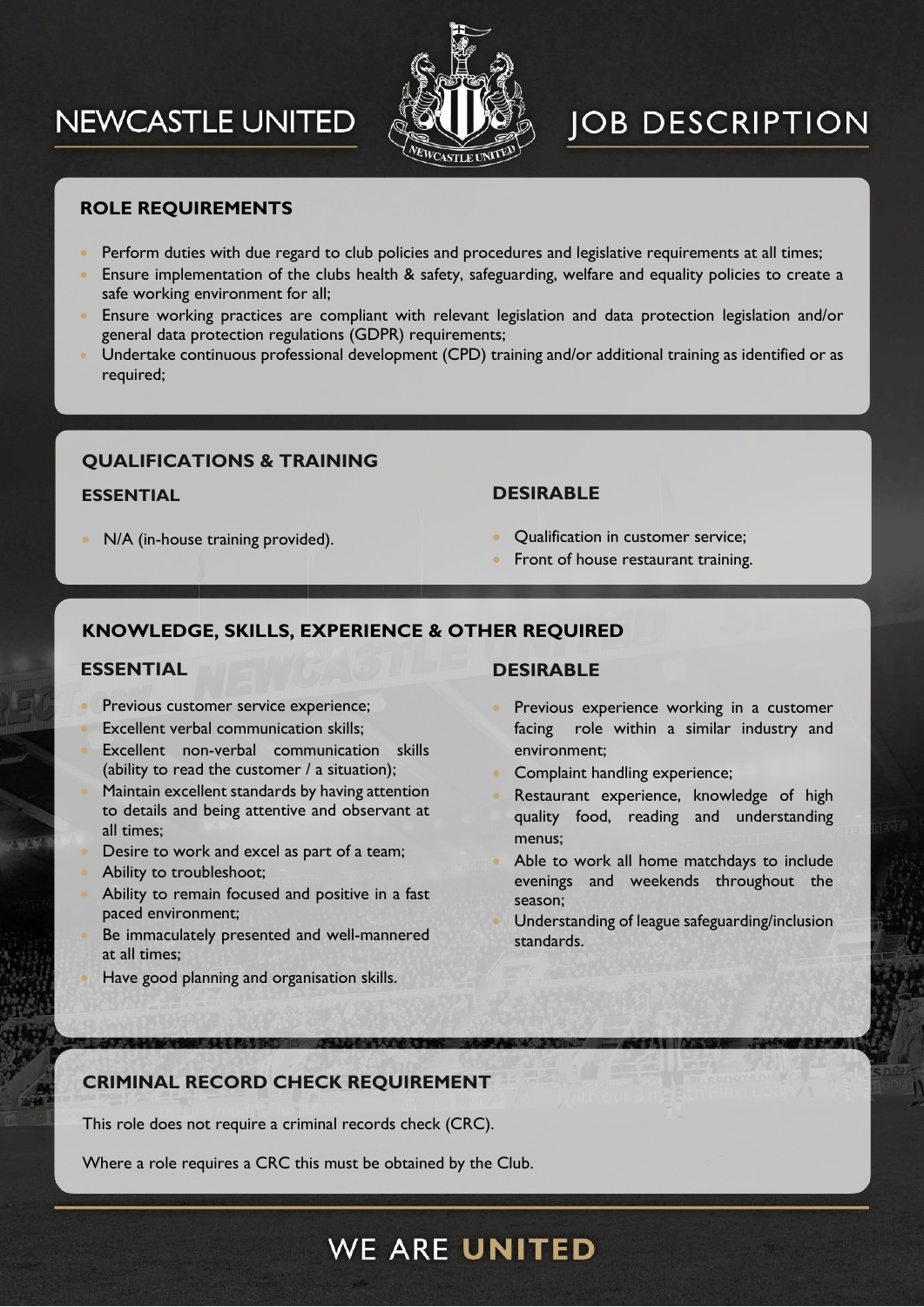## ROLE REQUIREMENTS

- Perform duties with due regard to club policies and procedures and legislative requirements at all times;
- Ensure implementation of the clubs health & safety, safeguarding, welfare and equality policies to create a safe working environment for all;
- Ensure working practices are compliant with relevant legislation and data protection legislation and/or general data protection regulations (GDPR) requirements;
- Undertake continuous professional development (CPD) training and/or additional training as identified or as required;

## QUALIFICATIONS & TRAINING

### ESSENTIAL

- N/A (in-house training provided).

### DESIRABLE

- Qualification in customer service;
- Front of house restaurant training.

## KNOWLEDGE, SKILLS, EXPERIENCE & OTHER REQUIRED

### ESSENTIAL

- Previous customer service experience;
- Excellent verbal communication skills;
- Excellent non-verbal communication skills (ability to read the customer / a situation);
- Maintain excellent standards by having attention to details and being attentive and observant at all times;
- Desire to work and excel as part of a team;
- Ability to troubleshoot;
- Ability to remain focused and positive in a fast paced environment;
- Be immaculately presented and well-mannered at all times;
- Have good planning and organisation skills.

### DESIRABLE

- Previous experience working in a customer facing role within a similar industry and environment;
- Complaint handling experience;
- Restaurant experience, knowledge of high quality food, reading and understanding menus;
- Able to work all home matchdays to include evenings and weekends throughout the season;
- Understanding of league safeguarding/inclusion standards.

## CRIMINAL RECORD CHECK REQUIREMENT

This role does not require a criminal records check (CRC).

Where a role requires a CRC this must be obtained by the Club.

WE ARE **UNITED**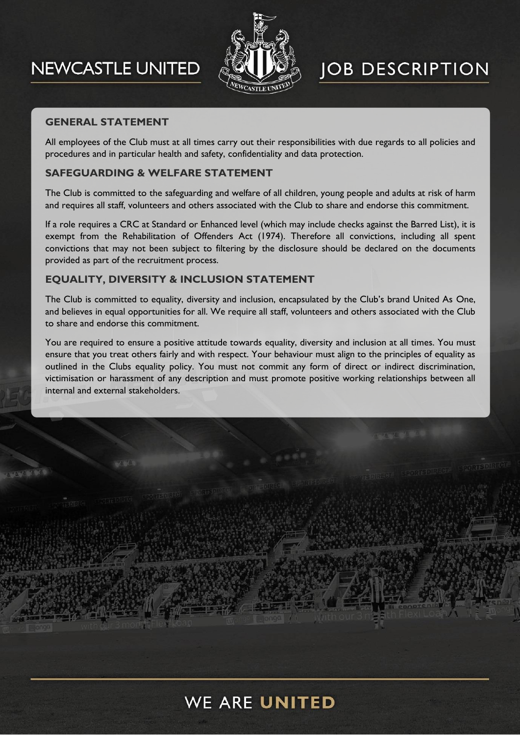NEWCASTLE UNITED

JOB DESCRIPTION

## GENERAL STATEMENT

All employees of the Club must at all times carry out their responsibilities with due regards to all policies and procedures and in particular health and safety, confidentiality and data protection.

## SAFEGUARDING & WELFARE STATEMENT

The Club is committed to the safeguarding and welfare of all children, young people and adults at risk of harm and requires all staff, volunteers and others associated with the Club to share and endorse this commitment.

If a role requires a CRC at Standard or Enhanced level (which may include checks against the Barred List), it is exempt from the Rehabilitation of Offenders Act (1974). Therefore all convictions, including all spent convictions that may not been subject to filtering by the disclosure should be declared on the documents provided as part of the recruitment process.

## EQUALITY, DIVERSITY & INCLUSION STATEMENT

The Club is committed to equality, diversity and inclusion, encapsulated by the Club's brand United As One, and believes in equal opportunities for all. We require all staff, volunteers and others associated with the Club to share and endorse this commitment.

You are required to ensure a positive attitude towards equality, diversity and inclusion at all times. You must ensure that you treat others fairly and with respect. Your behaviour must align to the principles of equality as outlined in the Clubs equality policy. You must not commit any form of direct or indirect discrimination, victimisation or harassment of any description and must promote positive working relationships between all internal and external stakeholders.

WE ARE **UNITED**